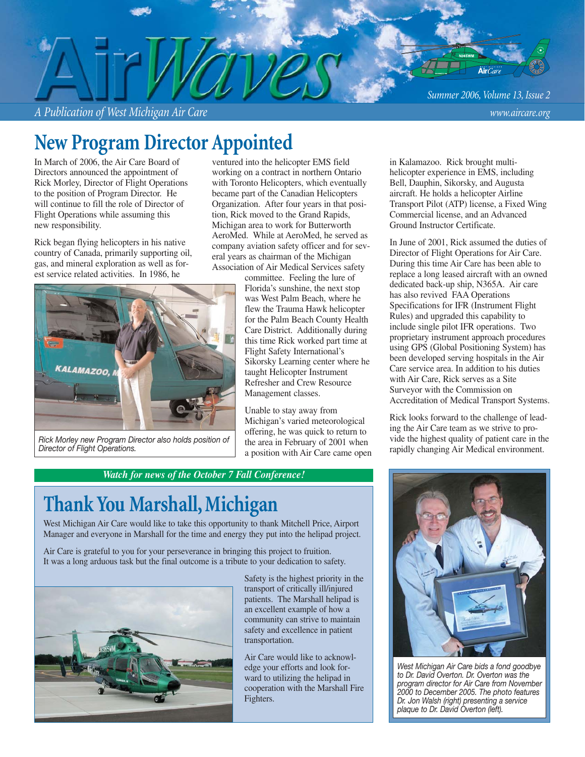# AirWaves

*A Publication of West Michigan Air Care*

*Summer 2006, Volume 13, Issue 2*

*www.aircare.org*

## New Program Director Appointed

In March of 2006, the Air Care Board of Directors announced the appointment of Rick Morley, Director of Flight Operations to the position of Program Director. He will continue to fill the role of Director of Flight Operations while assuming this new responsibility.

Rick began flying helicopters in his native country of Canada, primarily supporting oil, gas, and mineral exploration as well as forest service related activities. In 1986, he ventured into the helicopter EMS field working on a contract in northern Ontario with Toronto Helicopters, which eventually became part of the Canadian Helicopters Organization. After four years in that position, Rick moved to the Grand Rapids, Michigan area to work for Butterworth AeroMed. While at AeroMed, he served as company aviation safety officer and for several years as chairman of the Michigan Association of Air Medical Services safety committee. Feeling the lure of Florida's sunshine, the next stop was West Palm Beach, where he flew the Trauma Hawk helicopter for the Palm Beach County Health Care District. Additionally during this time Rick worked part time at Flight Safety International's Sikorsky Learning center where he taught Helicopter Instrument Refresher and Crew Resource Management classes.

*Rick Morley new Program Director also holds position of Director of Flight Operations.*

Unable to stay away from Michigan's varied meteorological offering, he was quick to return to the area in February of 2001 when a position with Air Care came open in Kalamazoo. Rick brought multi-helicopter experience in EMS, including Bell, Dauphin, Sikorsky, and Augusta aircraft. He holds a helicopter Airline Transport Pilot (ATP) license, a Fixed Wing Commercial license, and an Advanced Ground Instructor Certificate.

In June of 2001, Rick assumed the duties of Director of Flight Operations for Air Care. During this time Air Care has been able to replace a long leased aircraft with an owned dedicated back-up ship, N365A. Air care has also revived FAA Operations Specifications for IFR (Instrument Flight Rules) and upgraded this capability to include single pilot IFR operations. Two proprietary instrument approach procedures using GPS (Global Positioning System) has been developed serving hospitals in the Air Care service area. In addition to his duties with Air Care, Rick serves as a Site Surveyor with the Commission on Accreditation of Medical Transport Systems.

Rick looks forward to the challenge of leading the Air Care team as we strive to provide the highest quality of patient care in the rapidly changing Air Medical environment.

***Watch for news of the October 7 Fall Conference!***

## Thank You Marshall, Michigan

West Michigan Air Care would like to take this opportunity to thank Mitchell Price, Airport Manager and everyone in Marshall for the time and energy they put into the helipad project.

Air Care is grateful to you for your perseverance in bringing this project to fruition. It was a long arduous task but the final outcome is a tribute to your dedication to safety.

Safety is the highest priority in the transport of critically ill/injured patients. The Marshall helipad is an excellent example of how a community can strive to maintain safety and excellence in patient transportation.

Air Care would like to acknowledge your efforts and look forward to utilizing the helipad in cooperation with the Marshall Fire Fighters.

*West Michigan Air Care bids a fond goodbye to Dr. David Overton. Dr. Overton was the program director for Air Care from November 2000 to December 2005. The photo features Dr. Jon Walsh (right) presenting a service plaque to Dr. David Overton (left).*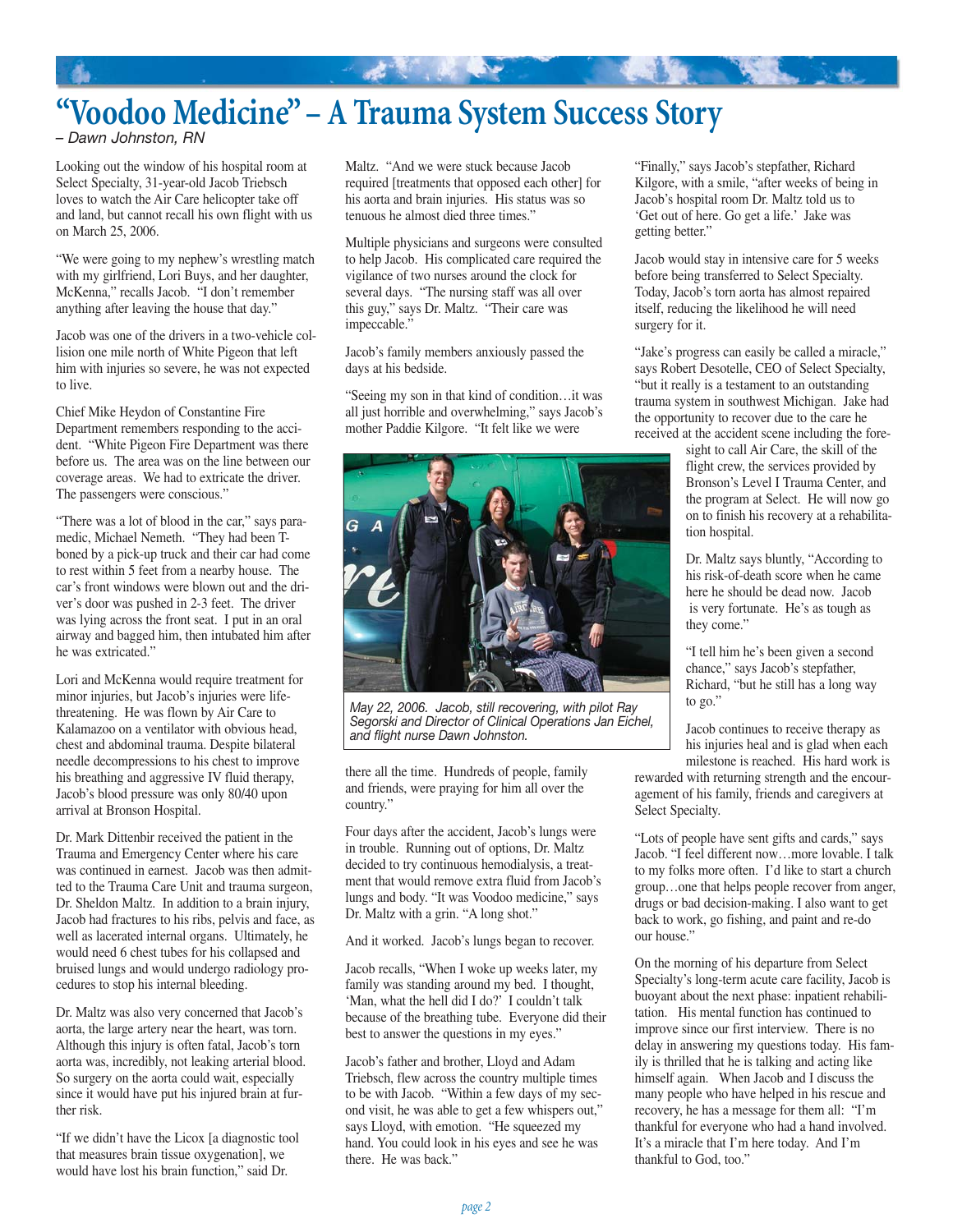# "Voodoo Medicine" – A Trauma System Success Story

*– Dawn Johnston, RN*

Looking out the window of his hospital room at Select Specialty, 31-year-old Jacob Triebsch loves to watch the Air Care helicopter take off and land, but cannot recall his own flight with us on March 25, 2006.

"We were going to my nephew's wrestling match with my girlfriend, Lori Buys, and her daughter, McKenna," recalls Jacob. "I don't remember anything after leaving the house that day."

Jacob was one of the drivers in a two-vehicle collision one mile north of White Pigeon that left him with injuries so severe, he was not expected to live.

Chief Mike Heydon of Constantine Fire Department remembers responding to the accident. "White Pigeon Fire Department was there before us. The area was on the line between our coverage areas. We had to extricate the driver. The passengers were conscious."

"There was a lot of blood in the car," says paramedic, Michael Nemeth. "They had been T-boned by a pick-up truck and their car had come to rest within 5 feet from a nearby house. The car's front windows were blown out and the driver's door was pushed in 2-3 feet. The driver was lying across the front seat. I put in an oral airway and bagged him, then intubated him after he was extricated."

Lori and McKenna would require treatment for minor injuries, but Jacob's injuries were life-threatening. He was flown by Air Care to Kalamazoo on a ventilator with obvious head, chest and abdominal trauma. Despite bilateral needle decompressions to his chest to improve his breathing and aggressive IV fluid therapy, Jacob's blood pressure was only 80/40 upon arrival at Bronson Hospital.

Dr. Mark Dittenbir received the patient in the Trauma and Emergency Center where his care was continued in earnest. Jacob was then admitted to the Trauma Care Unit and trauma surgeon, Dr. Sheldon Maltz. In addition to a brain injury, Jacob had fractures to his ribs, pelvis and face, as well as lacerated internal organs. Ultimately, he would need 6 chest tubes for his collapsed and bruised lungs and would undergo radiology procedures to stop his internal bleeding.

Dr. Maltz was also very concerned that Jacob's aorta, the large artery near the heart, was torn. Although this injury is often fatal, Jacob's torn aorta was, incredibly, not leaking arterial blood. So surgery on the aorta could wait, especially since it would have put his injured brain at further risk.

"If we didn't have the Licox [a diagnostic tool that measures brain tissue oxygenation], we would have lost his brain function," said Dr. Maltz. "And we were stuck because Jacob required [treatments that opposed each other] for his aorta and brain injuries. His status was so tenuous he almost died three times."

Multiple physicians and surgeons were consulted to help Jacob. His complicated care required the vigilance of two nurses around the clock for several days. "The nursing staff was all over this guy," says Dr. Maltz. "Their care was impeccable."

Jacob's family members anxiously passed the days at his bedside.

"Seeing my son in that kind of condition…it was all just horrible and overwhelming," says Jacob's mother Paddie Kilgore. "It felt like we were there all the time. Hundreds of people, family and friends, were praying for him all over the country."

*May 22, 2006. Jacob, still recovering, with pilot Ray Segorski and Director of Clinical Operations Jan Eichel, and flight nurse Dawn Johnston.*

Four days after the accident, Jacob's lungs were in trouble. Running out of options, Dr. Maltz decided to try continuous hemodialysis, a treatment that would remove extra fluid from Jacob's lungs and body. "It was Voodoo medicine," says Dr. Maltz with a grin. "A long shot."

And it worked. Jacob's lungs began to recover.

Jacob recalls, "When I woke up weeks later, my family was standing around my bed. I thought, 'Man, what the hell did I do?' I couldn't talk because of the breathing tube. Everyone did their best to answer the questions in my eyes."

Jacob's father and brother, Lloyd and Adam Triebsch, flew across the country multiple times to be with Jacob. "Within a few days of my second visit, he was able to get a few whispers out," says Lloyd, with emotion. "He squeezed my hand. You could look in his eyes and see he was there. He was back."

"Finally," says Jacob's stepfather, Richard Kilgore, with a smile, "after weeks of being in Jacob's hospital room Dr. Maltz told us to 'Get out of here. Go get a life.' Jake was getting better."

Jacob would stay in intensive care for 5 weeks before being transferred to Select Specialty. Today, Jacob's torn aorta has almost repaired itself, reducing the likelihood he will need surgery for it.

"Jake's progress can easily be called a miracle," says Robert Desotelle, CEO of Select Specialty, "but it really is a testament to an outstanding trauma system in southwest Michigan. Jake had the opportunity to recover due to the care he received at the accident scene including the foresight to call Air Care, the skill of the flight crew, the services provided by Bronson's Level I Trauma Center, and the program at Select. He will now go on to finish his recovery at a rehabilitation hospital.

Dr. Maltz says bluntly, "According to his risk-of-death score when he came here he should be dead now. Jacob is very fortunate. He's as tough as they come."

"I tell him he's been given a second chance," says Jacob's stepfather, Richard, "but he still has a long way to go."

Jacob continues to receive therapy as his injuries heal and is glad when each milestone is reached. His hard work is rewarded with returning strength and the encouragement of his family, friends and caregivers at Select Specialty.

"Lots of people have sent gifts and cards," says Jacob. "I feel different now…more lovable. I talk to my folks more often. I'd like to start a church group…one that helps people recover from anger, drugs or bad decision-making. I also want to get back to work, go fishing, and paint and re-do our house."

On the morning of his departure from Select Specialty's long-term acute care facility, Jacob is buoyant about the next phase: inpatient rehabilitation. His mental function has continued to improve since our first interview. There is no delay in answering my questions today. His family is thrilled that he is talking and acting like himself again. When Jacob and I discuss the many people who have helped in his rescue and recovery, he has a message for them all: "I'm thankful for everyone who had a hand involved. It's a miracle that I'm here today. And I'm thankful to God, too."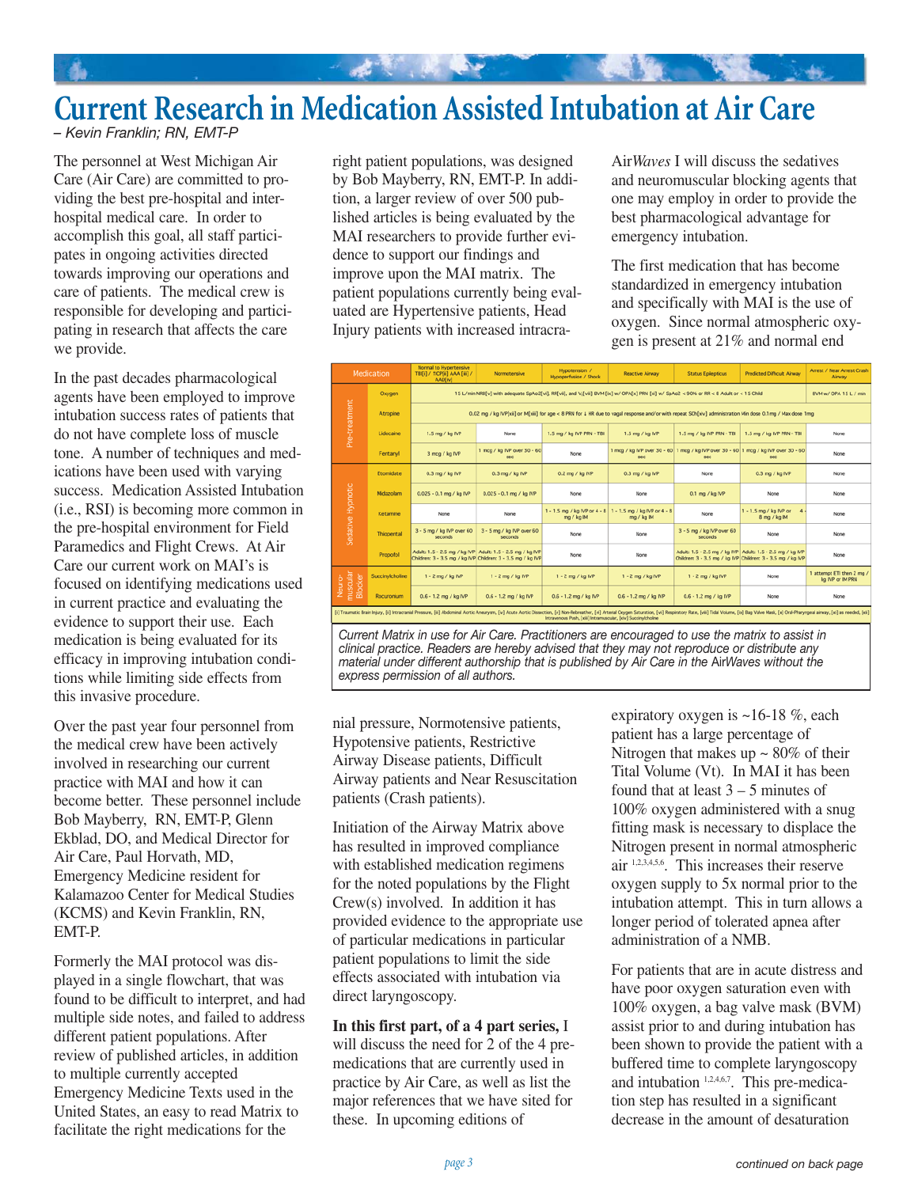# Current Research in Medication Assisted Intubation at Air Care

*– Kevin Franklin; RN, EMT-P*

The personnel at West Michigan Air Care (Air Care) are committed to providing the best pre-hospital and inter-hospital medical care. In order to accomplish this goal, all staff participates in ongoing activities directed towards improving our operations and care of patients. The medical crew is responsible for developing and participating in research that affects the care we provide.

In the past decades pharmacological agents have been employed to improve intubation success rates of patients that do not have complete loss of muscle tone. A number of techniques and medications have been used with varying success. Medication Assisted Intubation (i.e., RSI) is becoming more common in the pre-hospital environment for Field Paramedics and Flight Crews. At Air Care our current work on MAI's is focused on identifying medications used in current practice and evaluating the evidence to support their use. Each medication is being evaluated for its efficacy in improving intubation conditions while limiting side effects from this invasive procedure.

Over the past year four personnel from the medical crew have been actively involved in researching our current practice with MAI and how it can become better. These personnel include Bob Mayberry, RN, EMT-P, Glenn Ekblad, DO, and Medical Director for Air Care, Paul Horvath, MD, Emergency Medicine resident for Kalamazoo Center for Medical Studies (KCMS) and Kevin Franklin, RN, EMT-P.

Formerly the MAI protocol was displayed in a single flowchart, that was found to be difficult to interpret, and had multiple side notes, and failed to address different patient populations. After review of published articles, in addition to multiple currently accepted Emergency Medicine Texts used in the United States, an easy to read Matrix to facilitate the right medications for the right patient populations, was designed by Bob Mayberry, RN, EMT-P. In addition, a larger review of over 500 published articles is being evaluated by the MAI researchers to provide further evidence to support our findings and improve upon the MAI matrix. The patient populations currently being evaluated are Hypertensive patients, Head Injury patients with increased intracranial pressure, Normotensive patients, Hypotensive patients, Restrictive Airway Disease patients, Difficult Airway patients and Near Resuscitation patients (Crash patients).

Initiation of the Airway Matrix above has resulted in improved compliance with established medication regimens for the noted populations by the Flight Crew(s) involved. In addition it has provided evidence to the appropriate use of particular medications in particular patient populations to limit the side effects associated with intubation via direct laryngoscopy.

**In this first part, of a 4 part series,** I will discuss the need for 2 of the 4 pre-medications that are currently used in practice by Air Care, as well as list the major references that we have sited for these. In upcoming editions of Air*Waves* I will discuss the sedatives and neuromuscular blocking agents that one may employ in order to provide the best pharmacological advantage for emergency intubation.

| | Medication | Normal to Hypertensive TBI[i] / ↑ICP[ii] AAA[iii] / AAD[iv] | Normotensive | Hypotension / Hypoperfusion / Shock | Reactive Airway | Status Epilepticus | Predicted Difficult Airway | Arrest / Near Arrest Crash Airway |
|---|---|---|---|---|---|---|---|---|
| Pre-treatment | Oxygen | 15 L/min NRB[v] with adequate SpAo2[vi], RR[vii], and Vt[viii] BVM [ix] w/ OPA[x] PRN [xi] w/ SpAo2 < 90% or RR < 8 Adult or < 15 Child | | | | | | BVM w/ OPA 15 L / min |
| | Atropine | 0.02 mg / kg IVP[xii] or M[xiii] for age < 8 PRN for ↓ HR due to vagal response and/or with repeat SCh[xiv] administration Min dose 0.1mg / Max dose 1mg | | | | | | |
| | Lidocaine | 1.5 mg / kg IVP | None | 1.5 mg / kg IVP PRN - TBI | 1.5 mg / kg IVP | 1.5 mg / kg IVP PRN - TBI | 1.5 mg / kg IVP PRN - TBI | None |
| | Fentanyl | 3 mcg / kg IVP | 1 mcg / kg IVP over 30 - 60 sec | None | 1 mcg / kg IVP over 30 - 60 sec | 1 mcg / kg IVP over 30 - 60 sec | 1 mcg / kg IVP over 30 - 60 sec | None |
| Sedative Hypnotic | Etomidate | 0.3 mg / kg IVP | 0.3 mg / kg IVP | 0.2 mg / kg IVP | 0.3 mg / kg IVP | None | 0.3 mg / kg IVP | None |
| | Midazolam | 0.025 - 0.1 mg / kg IVP | 0.025 - 0.1 mg / kg IVP | None | None | 0.1 mg / kg IVP | None | None |
| | Ketamine | None | None | 1 - 1.5 mg / kg IVP or 4 - 8 mg / kg IM | 1 - 1.5 mg / kg IVP or 4 - 8 mg / kg IM | None | 1 - 1.5 mg / kg IVP or 4 - 8 mg / kg IM | None |
| | Thiopental | 3 - 5 mg / kg IVP over 60 seconds | 3 - 5 mg / kg IVP over 60 seconds | None | None | 3 - 5 mg / kg IVP over 60 seconds | None | None |
| | Propofol | Adult: 1.5 - 2.5 mg / kg IVP Children: 3 - 3.5 mg / kg IVP | Adult: 1.5 - 2.5 mg / kg IVP Children: 3 - 3.5 mg / kg IVP | None | None | Adult: 1.5 - 2.5 mg / kg IVP Children: 3 - 3.5 mg / kg IVP | Adult: 1.5 - 2.5 mg / kg IVP Children: 3 - 3.5 mg / kg IVP | None |
| Neuro-muscular Blocker | Succinylcholine | 1 - 2 mg / kg IVP | 1 - 2 mg / kg IVP | 1 - 2 mg / kg IVP | 1 - 2 mg / kg IVP | 1 - 2 mg / kg IVP | None | 1 attempt ETI then 2 mg / kg IVP or IM PRN |
| | Rocuronium | 0.6 - 1.2 mg / kg IVP | 0.6 - 1.2 mg / kg IVP | 0.6 - 1.2 mg / kg IVP | 0.6 - 1.2 mg / kg IVP | 0.6 - 1.2 mg / kg IVP | None | None |

[i] Traumatic Brain Injury, [ii] Intracranial Pressure, [iii] Abdominal Aortic Aneurysm, [iv] Acute Aortic Dissection, [v] Non-Rebreather, [vi] Arterial Oxygen Saturation, [vii] Respiratory Rate, [viii] Tidal Volume, [ix] Bag Valve Mask, [x] Oral-Pharyngeal airway, [xi] as needed, [xii] Intravenous Push, [xiii] Intramuscular, [xiv] Succinylcholine

*Current Matrix in use for Air Care. Practitioners are encouraged to use the matrix to assist in clinical practice. Readers are hereby advised that they may not reproduce or distribute any material under different authorship that is published by Air Care in the AirWaves without the express permission of all authors.*

The first medication that has become standardized in emergency intubation and specifically with MAI is the use of oxygen. Since normal atmospheric oxygen is present at 21% and normal end expiratory oxygen is ~16-18 %, each patient has a large percentage of Nitrogen that makes up ~ 80% of their Tital Volume (Vt). In MAI it has been found that at least 3 – 5 minutes of 100% oxygen administered with a snug fitting mask is necessary to displace the Nitrogen present in normal atmospheric air [1,2,3,4,5,6]. This increases their reserve oxygen supply to 5x normal prior to the intubation attempt. This in turn allows a longer period of tolerated apnea after administration of a NMB.

For patients that are in acute distress and have poor oxygen saturation even with 100% oxygen, a bag valve mask (BVM) assist prior to and during intubation has been shown to provide the patient with a buffered time to complete laryngoscopy and intubation [1,2,4,6,7]. This pre-medication step has resulted in a significant decrease in the amount of desaturation

*continued on back page*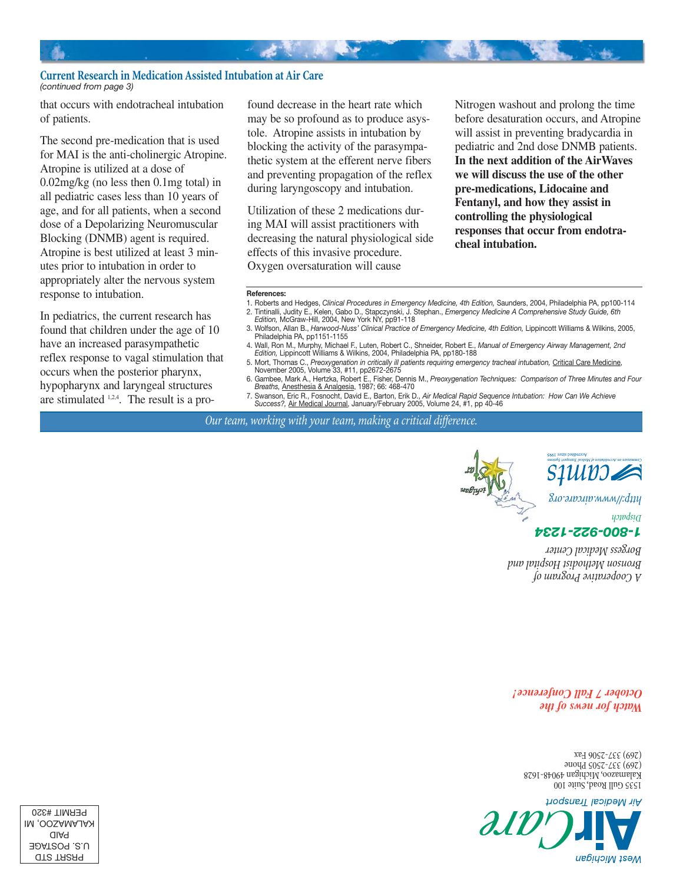## Current Research in Medication Assisted Intubation at Air Care

*(continued from page 3)*

that occurs with endotracheal intubation of patients.

The second pre-medication that is used for MAI is the anti-cholinergic Atropine. Atropine is utilized at a dose of 0.02mg/kg (no less then 0.1mg total) in all pediatric cases less than 10 years of age, and for all patients, when a second dose of a Depolarizing Neuromuscular Blocking (DNMB) agent is required. Atropine is best utilized at least 3 minutes prior to intubation in order to appropriately alter the nervous system response to intubation.

In pediatrics, the current research has found that children under the age of 10 have an increased parasympathetic reflex response to vagal stimulation that occurs when the posterior pharynx, hypopharynx and laryngeal structures are stimulated [1,2,4]. The result is a profound decrease in the heart rate which may be so profound as to produce asystole. Atropine assists in intubation by blocking the activity of the parasympathetic system at the efferent nerve fibers and preventing propagation of the reflex during laryngoscopy and intubation.

Utilization of these 2 medications during MAI will assist practitioners with decreasing the natural physiological side effects of this invasive procedure. Oxygen oversaturation will cause Nitrogen washout and prolong the time before desaturation occurs, and Atropine will assist in preventing bradycardia in pediatric and 2nd dose DNMB patients. **In the next addition of the AirWaves we will discuss the use of the other pre-medications, Lidocaine and Fentanyl, and how they assist in controlling the physiological responses that occur from endotracheal intubation.**

**References:**

1. Roberts and Hedges, *Clinical Procedures in Emergency Medicine, 4th Edition,* Saunders, 2004, Philadelphia PA, pp100-114
2. Tintinalli, Judity E., Kelen, Gabo D., Stapczynski, J. Stephan., *Emergency Medicine A Comprehensive Study Guide, 6th Edition,* McGraw-Hill, 2004, New York NY, pp91-118
3. Wolfson, Allan B., *Harwood-Nuss' Clinical Practice of Emergency Medicine, 4th Edition,* Lippincott Williams & Wilkins, 2005, Philadelphia PA, pp1151-1155
4. Wall, Ron M., Murphy, Michael F., Luten, Robert C., Shneider, Robert E., *Manual of Emergency Airway Management, 2nd Edition,* Lippincott Williams & Wilkins, 2004, Philadelphia PA, pp180-188
5. Mort, Thomas C., *Preoxygenation in critically ill patients requiring emergency tracheal intubation,* Critical Care Medicine, November 2005, Volume 33, #11, pp2672-2675
6. Gambee, Mark A., Hertzka, Robert E., Fisher, Dennis M., *Preoxygenation Techniques: Comparison of Three Minutes and Four Breaths,* Anesthesia & Analgesia, 1987; 66: 468-470
7. Swanson, Eric R., Fosnocht, David E., Barton, Erik D., *Air Medical Rapid Sequence Intubation: How Can We Achieve Success?,* Air Medical Journal, January/February 2005, Volume 24, #1, pp 40-46

*Our team, working with your team, making a critical difference.*

CAMTS
Commission on Accreditation of Medical Transport Systems
Accredited since 1995

Michigan

http://www.aircare.org

*Dispatch*

**1-800-922-1234**

*A Cooperative Program of Bronson Methodist Hospital and Borgess Medical Center*

***Watch for news of the October 7 Fall Conference!***

West Michigan
**AirCare**
*Air Medical Transport*

1535 Gull Road, Suite 100
Kalamazoo, Michigan 49048-1628
(269) 337-2505 Phone
(269) 337-2506 Fax

PRSRT STD
U.S. POSTAGE
PAID
KALAMAZOO, MI
PERMIT #320